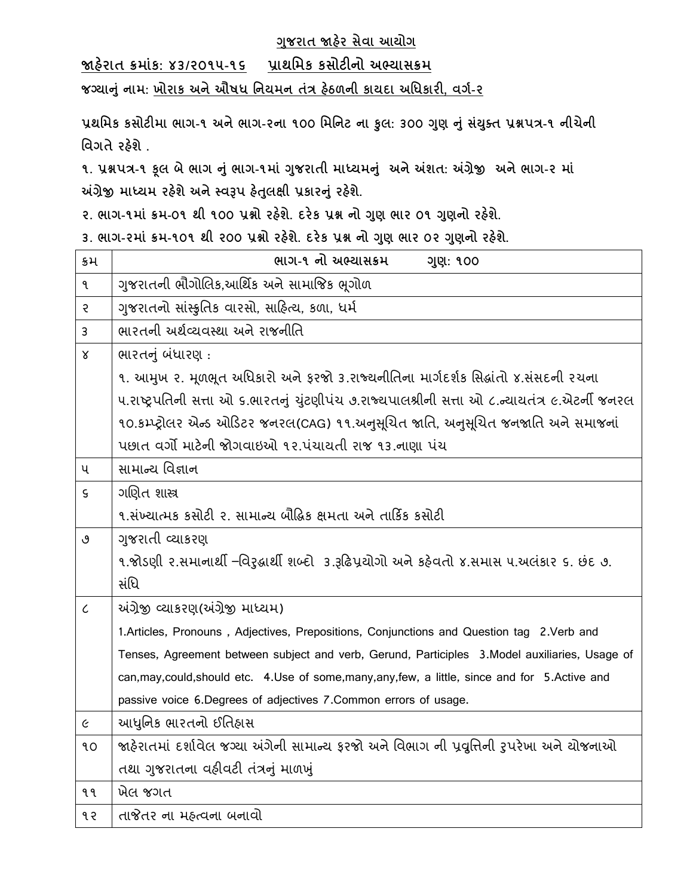# ગુજરાત જાહેર સેવા આયોગ

## જાહેરાત ક્રમાંક: ૪૩/૨૦૧૫-૧૬ પ્રાથમિક કસોટીનો અભ્યાસક્રમ

**જગ્યાનું નામ: ખોરાક અને ઔષધ નિયમન તંત્ર હેઠળની કાયદા અધિકારી, વર્ગ-૨**

**પ્રથમિક કસોટીમા ભાગ-૧ અને ભાગ-૨ના ૧૦૦ મિનિટ ના કુલ: ૩૦૦ ગુણ નું સંયુક્ત પ્રશ્નપત્ર-૧ નીચેની વિગતે રહેશે .**

**૧. પ્રશ્નપત્ર-૧ કૂલ બે ભાગ નું ભાગ-૧માં ગુજરાતી માધ્યમનું અને અંશત: અંગ્રેજી અને ભાગ-૨ માં અંગ્રેજી માધ્યમ રહેશે અને સ્વરૂપ હેતુલક્ષી પ્રકારનું રહેશે.**

**૨. ભાગ-૧માં ક્રમ-૦૧ થી ૧૦૦ પ્રશ્નો રહેશે. દરેક પ્રશ્ન નો ગુણ ભાર ૦૧ ગુણનો રહેશે.**

**૩. ભાગ-૨માં ક્રમ-૧૦૧ થી ૨૦૦ પ્રશ્નો રહેશે. દરેક પ્રશ્ન નો ગુણ ભાર ૦૨ ગુણનો રહેશે.**

| ક્રમ | ભાગ-૧ નો અભ્યાસક્રમ ગુણ: ૧૦૦ |
|---|---|
| ૧ | ગુજરાતની ભૌગોલિક,આર્થિક અને સામાજિક ભૂગોળ |
| ૨ | ગુજરાતનો સાંસ્કૃતિક વારસો, સાહિત્ય, કળા, ધર્મ |
| ૩ | ભારતની અર્થવ્યવસ્થા અને રાજનીતિ |
| ૪ | ભારતનું બંધારણ :<br>૧. આમુખ ૨. મૂળભૂત અધિકારો અને ફરજો ૩.રાજ્યનીતિના માર્ગદર્શક સિદ્ધાંતો ૪.સંસદની રચના ૫.રાષ્ટ્રપતિની સત્તા ઓ ૬.ભારતનું ચુંટણીપંચ ૭.રાજ્યપાલશ્રીની સત્તા ઓ ૮.ન્યાયતંત્ર ૯.એટર્ની જનરલ ૧૦.કમ્પ્ટ્રોલર એન્ડ ઓડિટર જનરલ(CAG) ૧૧.અનુસૂચિત જાતિ, અનુસૂચિત જનજાતિ અને સમાજનાં પછાત વર્ગો માટેની જોગવાઇઓ ૧૨.પંચાયતી રાજ ૧૩.નાણા પંચ |
| ૫ | સામાન્ય વિજ્ઞાન |
| ૬ | ગણિત શાસ્ત્ર<br>૧.સંખ્યાત્મક કસોટી ૨. સામાન્ય બૌદ્ધિક ક્ષમતા અને તાર્કિક કસોટી |
| ૭ | ગુજરાતી વ્યાકરણ<br>૧.જોડણી ૨.સમાનાર્થી –વિરુદ્ધાર્થી શબ્દો ૩.રૂઢિપ્રયોગો અને કહેવતો ૪.સમાસ ૫.અલંકાર ૬. છંદ ૭. સંધિ |
| ૮ | અંગ્રેજી વ્યાકરણ(અંગ્રેજી માધ્યમ)<br>1.Articles, Pronouns , Adjectives, Prepositions, Conjunctions and Question tag 2.Verb and Tenses, Agreement between subject and verb, Gerund, Participles 3.Model auxiliaries, Usage of can,may,could,should etc. 4.Use of some,many,any,few, a little, since and for 5.Active and passive voice 6.Degrees of adjectives 7.Common errors of usage. |
| ૯ | આધુનિક ભારતનો ઈતિહાસ |
| ૧૦ | જાહેરાતમાં દર્શાવેલ જગ્યા અંગેની સામાન્ય ફરજો અને વિભાગ ની પ્રવૃત્તિની રુપરેખા અને યોજનાઓ તથા ગુજરાતના વહીવટી તંત્રનું માળખું |
| ૧૧ | ખેલ જગત |
| ૧૨ | તાજેતર ના મહત્વના બનાવો |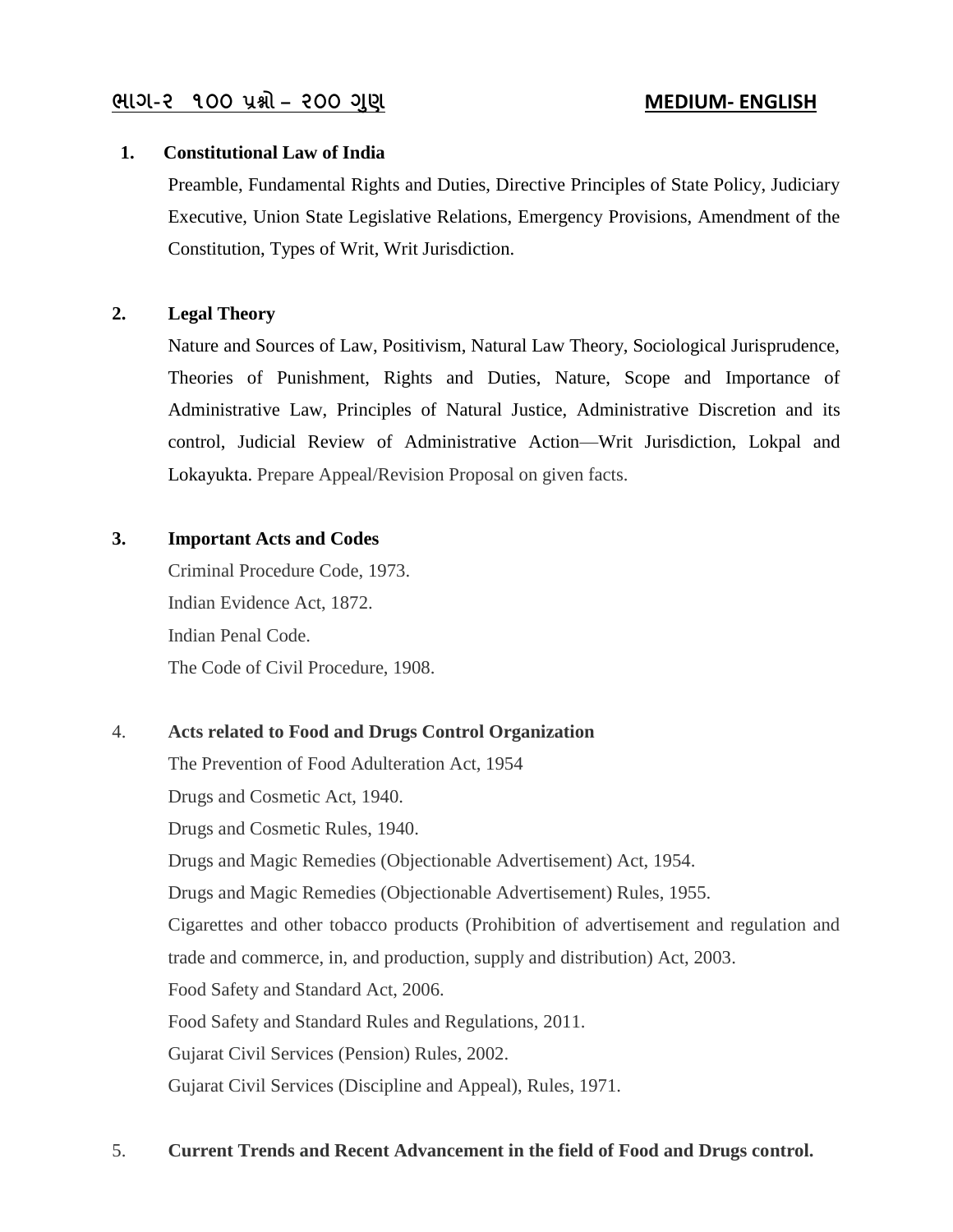**<u>ભાગ-૨ ૧૦૦ પ્રશ્નો – ૨૦૦ ગુણ</u>** **<u>MEDIUM- ENGLISH</u>**

**1. Constitutional Law of India**

Preamble, Fundamental Rights and Duties, Directive Principles of State Policy, Judiciary Executive, Union State Legislative Relations, Emergency Provisions, Amendment of the Constitution, Types of Writ, Writ Jurisdiction.

**2. Legal Theory**

Nature and Sources of Law, Positivism, Natural Law Theory, Sociological Jurisprudence, Theories of Punishment, Rights and Duties, Nature, Scope and Importance of Administrative Law, Principles of Natural Justice, Administrative Discretion and its control, Judicial Review of Administrative Action—Writ Jurisdiction, Lokpal and Lokayukta. Prepare Appeal/Revision Proposal on given facts.

**3. Important Acts and Codes**

Criminal Procedure Code, 1973.
Indian Evidence Act, 1872.
Indian Penal Code.
The Code of Civil Procedure, 1908.

4. **Acts related to Food and Drugs Control Organization**

The Prevention of Food Adulteration Act, 1954
Drugs and Cosmetic Act, 1940.
Drugs and Cosmetic Rules, 1940.
Drugs and Magic Remedies (Objectionable Advertisement) Act, 1954.
Drugs and Magic Remedies (Objectionable Advertisement) Rules, 1955.
Cigarettes and other tobacco products (Prohibition of advertisement and regulation and trade and commerce, in, and production, supply and distribution) Act, 2003.
Food Safety and Standard Act, 2006.
Food Safety and Standard Rules and Regulations, 2011.
Gujarat Civil Services (Pension) Rules, 2002.
Gujarat Civil Services (Discipline and Appeal), Rules, 1971.

5. **Current Trends and Recent Advancement in the field of Food and Drugs control.**